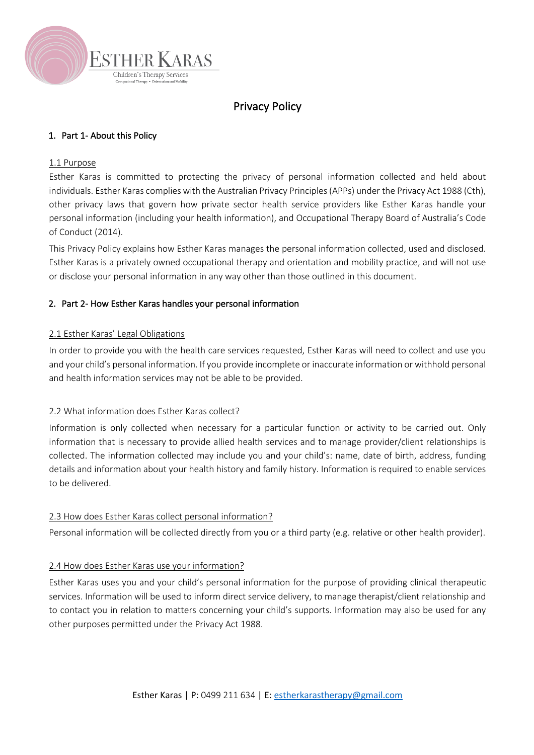# Privacy Policy

## 1. Part 1- About this Policy

### 1.1 Purpose

Esther Karas is committed to protecting the privacy of personal information collected and held about individuals. Esther Karas complies with the Australian Privacy Principles (APPs) under the Privacy Act 1988 (Cth), other privacy laws that govern how private sector health service providers like Esther Karas handle your personal information (including your health information), and Occupational Therapy Board of Australia's Code of Conduct (2014).

This Privacy Policy explains how Esther Karas manages the personal information collected, used and disclosed. Esther Karas is a privately owned occupational therapy and orientation and mobility practice, and will not use or disclose your personal information in any way other than those outlined in this document.

## 2. Part 2- How Esther Karas handles your personal information

### 2.1 Esther Karas' Legal Obligations

In order to provide you with the health care services requested, Esther Karas will need to collect and use you and your child's personal information. If you provide incomplete or inaccurate information or withhold personal and health information services may not be able to be provided.

### 2.2 What information does Esther Karas collect?

Information is only collected when necessary for a particular function or activity to be carried out. Only information that is necessary to provide allied health services and to manage provider/client relationships is collected. The information collected may include you and your child's: name, date of birth, address, funding details and information about your health history and family history. Information is required to enable services to be delivered.

### 2.3 How does Esther Karas collect personal information?

Personal information will be collected directly from you or a third party (e.g. relative or other health provider).

### 2.4 How does Esther Karas use your information?

Esther Karas uses you and your child's personal information for the purpose of providing clinical therapeutic services. Information will be used to inform direct service delivery, to manage therapist/client relationship and to contact you in relation to matters concerning your child's supports. Information may also be used for any other purposes permitted under the Privacy Act 1988.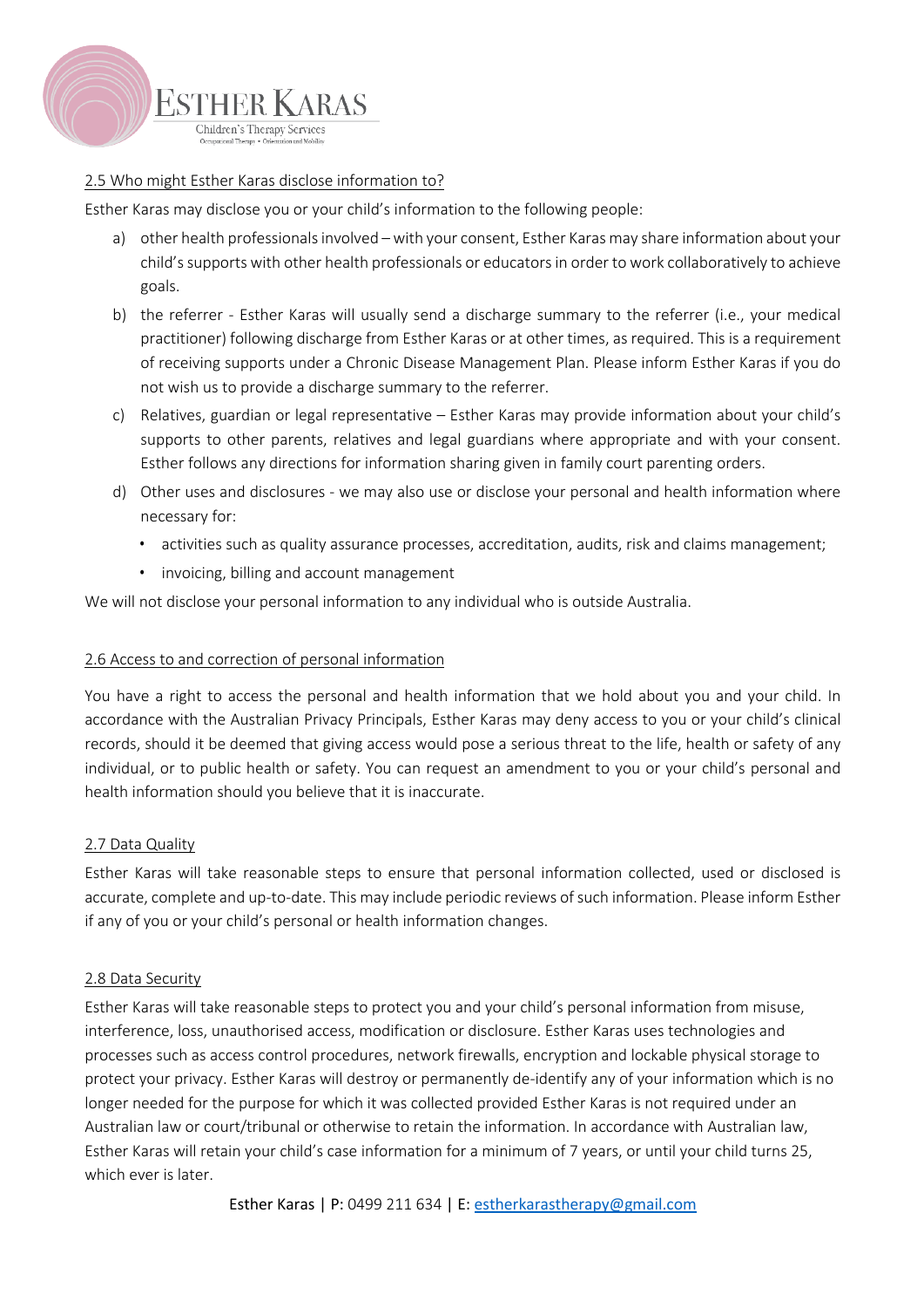### 2.5 Who might Esther Karas disclose information to?

Esther Karas may disclose you or your child's information to the following people:

a) other health professionals involved – with your consent, Esther Karas may share information about your child's supports with other health professionals or educators in order to work collaboratively to achieve goals.

b) the referrer - Esther Karas will usually send a discharge summary to the referrer (i.e., your medical practitioner) following discharge from Esther Karas or at other times, as required. This is a requirement of receiving supports under a Chronic Disease Management Plan. Please inform Esther Karas if you do not wish us to provide a discharge summary to the referrer.

c) Relatives, guardian or legal representative – Esther Karas may provide information about your child's supports to other parents, relatives and legal guardians where appropriate and with your consent. Esther follows any directions for information sharing given in family court parenting orders.

d) Other uses and disclosures - we may also use or disclose your personal and health information where necessary for:

- activities such as quality assurance processes, accreditation, audits, risk and claims management;
- invoicing, billing and account management

We will not disclose your personal information to any individual who is outside Australia.

### 2.6 Access to and correction of personal information

You have a right to access the personal and health information that we hold about you and your child. In accordance with the Australian Privacy Principals, Esther Karas may deny access to you or your child's clinical records, should it be deemed that giving access would pose a serious threat to the life, health or safety of any individual, or to public health or safety. You can request an amendment to you or your child's personal and health information should you believe that it is inaccurate.

### 2.7 Data Quality

Esther Karas will take reasonable steps to ensure that personal information collected, used or disclosed is accurate, complete and up-to-date. This may include periodic reviews of such information. Please inform Esther if any of you or your child's personal or health information changes.

### 2.8 Data Security

Esther Karas will take reasonable steps to protect you and your child's personal information from misuse, interference, loss, unauthorised access, modification or disclosure. Esther Karas uses technologies and processes such as access control procedures, network firewalls, encryption and lockable physical storage to protect your privacy. Esther Karas will destroy or permanently de-identify any of your information which is no longer needed for the purpose for which it was collected provided Esther Karas is not required under an Australian law or court/tribunal or otherwise to retain the information. In accordance with Australian law, Esther Karas will retain your child's case information for a minimum of 7 years, or until your child turns 25, which ever is later.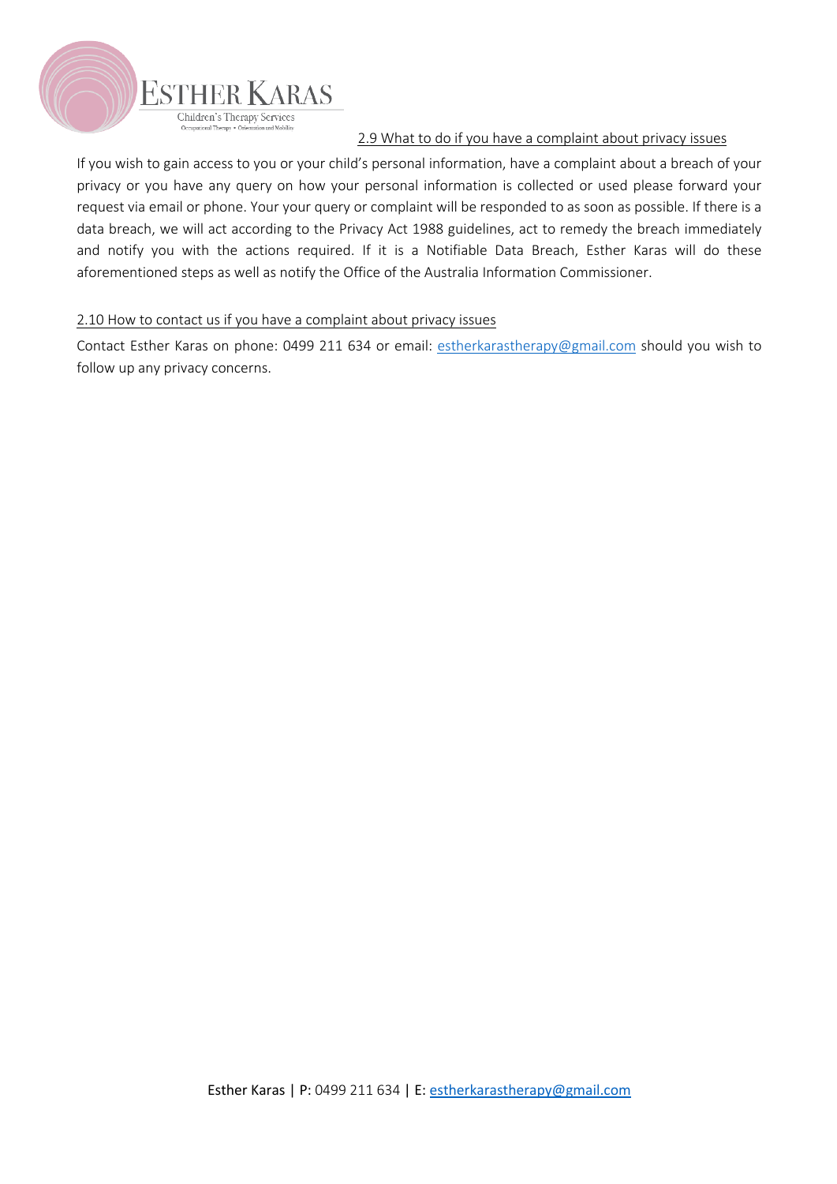### 2.9 What to do if you have a complaint about privacy issues

If you wish to gain access to you or your child's personal information, have a complaint about a breach of your privacy or you have any query on how your personal information is collected or used please forward your request via email or phone. Your your query or complaint will be responded to as soon as possible. If there is a data breach, we will act according to the Privacy Act 1988 guidelines, act to remedy the breach immediately and notify you with the actions required. If it is a Notifiable Data Breach, Esther Karas will do these aforementioned steps as well as notify the Office of the Australia Information Commissioner.

### 2.10 How to contact us if you have a complaint about privacy issues

Contact Esther Karas on phone: 0499 211 634 or email: estherkarastherapy@gmail.com should you wish to follow up any privacy concerns.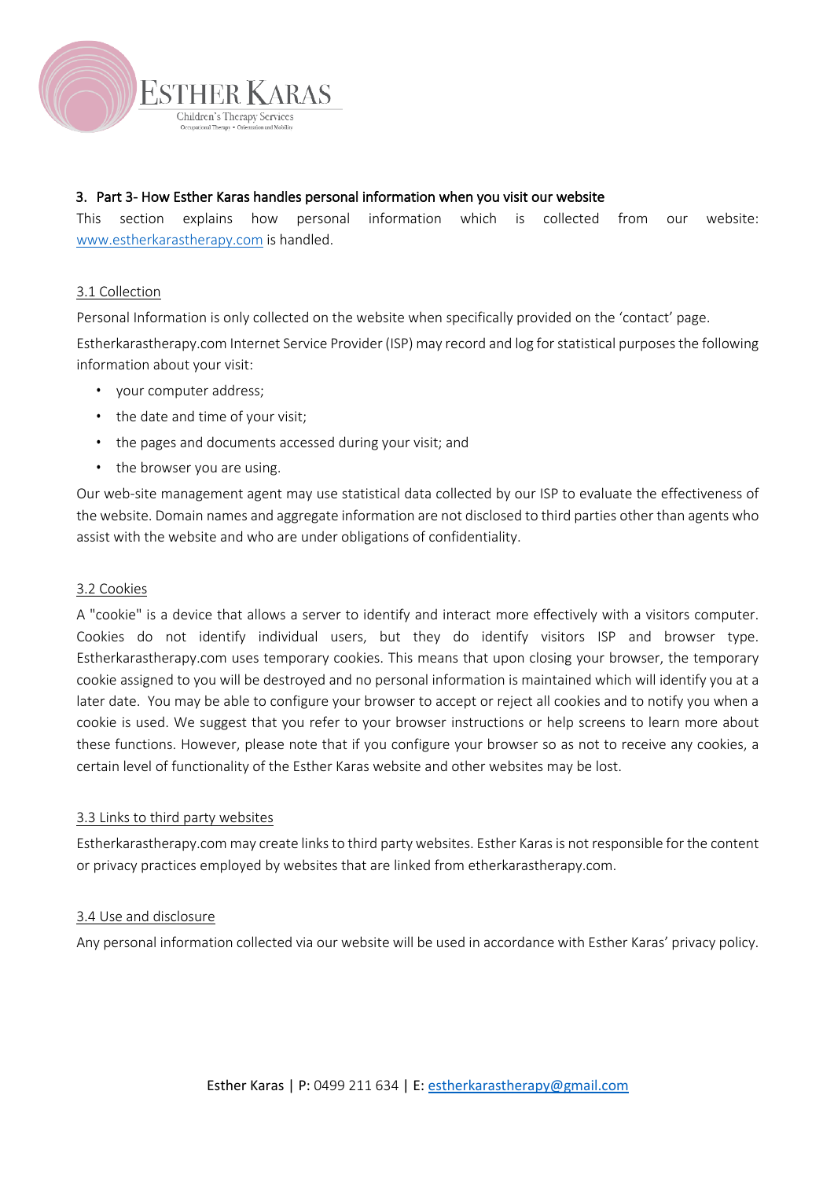## 3. Part 3- How Esther Karas handles personal information when you visit our website

This section explains how personal information which is collected from our website: www.estherkarastherapy.com is handled.

### 3.1 Collection

Personal Information is only collected on the website when specifically provided on the 'contact' page.

Estherkarastherapy.com Internet Service Provider (ISP) may record and log for statistical purposes the following information about your visit:

- your computer address;
- the date and time of your visit;
- the pages and documents accessed during your visit; and
- the browser you are using.

Our web-site management agent may use statistical data collected by our ISP to evaluate the effectiveness of the website. Domain names and aggregate information are not disclosed to third parties other than agents who assist with the website and who are under obligations of confidentiality.

### 3.2 Cookies

A "cookie" is a device that allows a server to identify and interact more effectively with a visitors computer. Cookies do not identify individual users, but they do identify visitors ISP and browser type. Estherkarastherapy.com uses temporary cookies. This means that upon closing your browser, the temporary cookie assigned to you will be destroyed and no personal information is maintained which will identify you at a later date. You may be able to configure your browser to accept or reject all cookies and to notify you when a cookie is used. We suggest that you refer to your browser instructions or help screens to learn more about these functions. However, please note that if you configure your browser so as not to receive any cookies, a certain level of functionality of the Esther Karas website and other websites may be lost.

### 3.3 Links to third party websites

Estherkarastherapy.com may create links to third party websites. Esther Karas is not responsible for the content or privacy practices employed by websites that are linked from etherkarastherapy.com.

### 3.4 Use and disclosure

Any personal information collected via our website will be used in accordance with Esther Karas' privacy policy.

Esther Karas | P: 0499 211 634 | E: estherkarastherapy@gmail.com